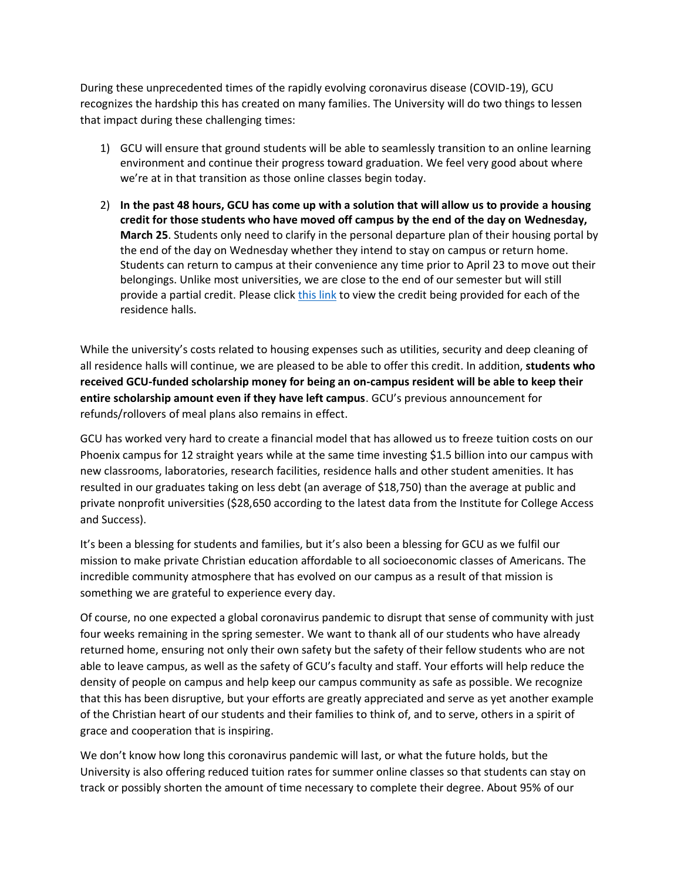During these unprecedented times of the rapidly evolving coronavirus disease (COVID-19), GCU recognizes the hardship this has created on many families. The University will do two things to lessen that impact during these challenging times:

1) GCU will ensure that ground students will be able to seamlessly transition to an online learning environment and continue their progress toward graduation. We feel very good about where we're at in that transition as those online classes begin today.

2) **In the past 48 hours, GCU has come up with a solution that will allow us to provide a housing credit for those students who have moved off campus by the end of the day on Wednesday, March 25**. Students only need to clarify in the personal departure plan of their housing portal by the end of the day on Wednesday whether they intend to stay on campus or return home. Students can return to campus at their convenience any time prior to April 23 to move out their belongings. Unlike most universities, we are close to the end of our semester but will still provide a partial credit. Please click [this link] to view the credit being provided for each of the residence halls.

While the university's costs related to housing expenses such as utilities, security and deep cleaning of all residence halls will continue, we are pleased to be able to offer this credit. In addition, **students who received GCU-funded scholarship money for being an on-campus resident will be able to keep their entire scholarship amount even if they have left campus**. GCU's previous announcement for refunds/rollovers of meal plans also remains in effect.

GCU has worked very hard to create a financial model that has allowed us to freeze tuition costs on our Phoenix campus for 12 straight years while at the same time investing $1.5 billion into our campus with new classrooms, laboratories, research facilities, residence halls and other student amenities. It has resulted in our graduates taking on less debt (an average of $18,750) than the average at public and private nonprofit universities ($28,650 according to the latest data from the Institute for College Access and Success).

It's been a blessing for students and families, but it's also been a blessing for GCU as we fulfil our mission to make private Christian education affordable to all socioeconomic classes of Americans. The incredible community atmosphere that has evolved on our campus as a result of that mission is something we are grateful to experience every day.

Of course, no one expected a global coronavirus pandemic to disrupt that sense of community with just four weeks remaining in the spring semester. We want to thank all of our students who have already returned home, ensuring not only their own safety but the safety of their fellow students who are not able to leave campus, as well as the safety of GCU's faculty and staff. Your efforts will help reduce the density of people on campus and help keep our campus community as safe as possible. We recognize that this has been disruptive, but your efforts are greatly appreciated and serve as yet another example of the Christian heart of our students and their families to think of, and to serve, others in a spirit of grace and cooperation that is inspiring.

We don't know how long this coronavirus pandemic will last, or what the future holds, but the University is also offering reduced tuition rates for summer online classes so that students can stay on track or possibly shorten the amount of time necessary to complete their degree. About 95% of our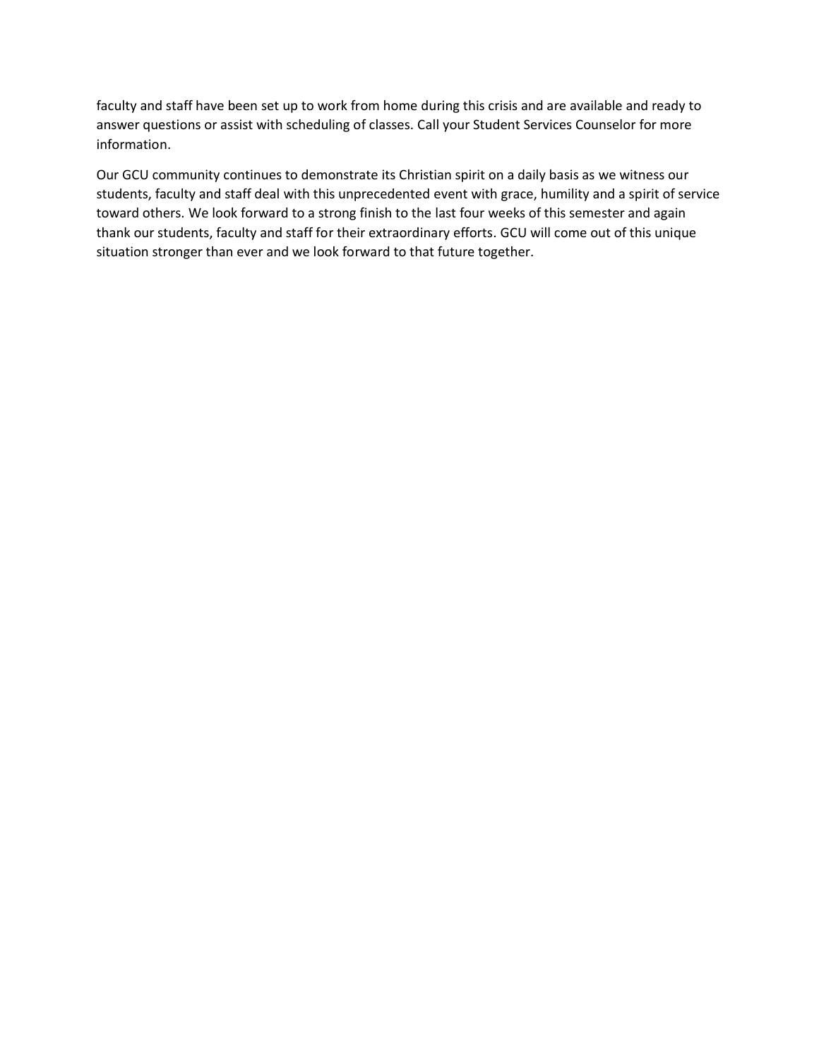faculty and staff have been set up to work from home during this crisis and are available and ready to answer questions or assist with scheduling of classes. Call your Student Services Counselor for more information.

Our GCU community continues to demonstrate its Christian spirit on a daily basis as we witness our students, faculty and staff deal with this unprecedented event with grace, humility and a spirit of service toward others. We look forward to a strong finish to the last four weeks of this semester and again thank our students, faculty and staff for their extraordinary efforts. GCU will come out of this unique situation stronger than ever and we look forward to that future together.